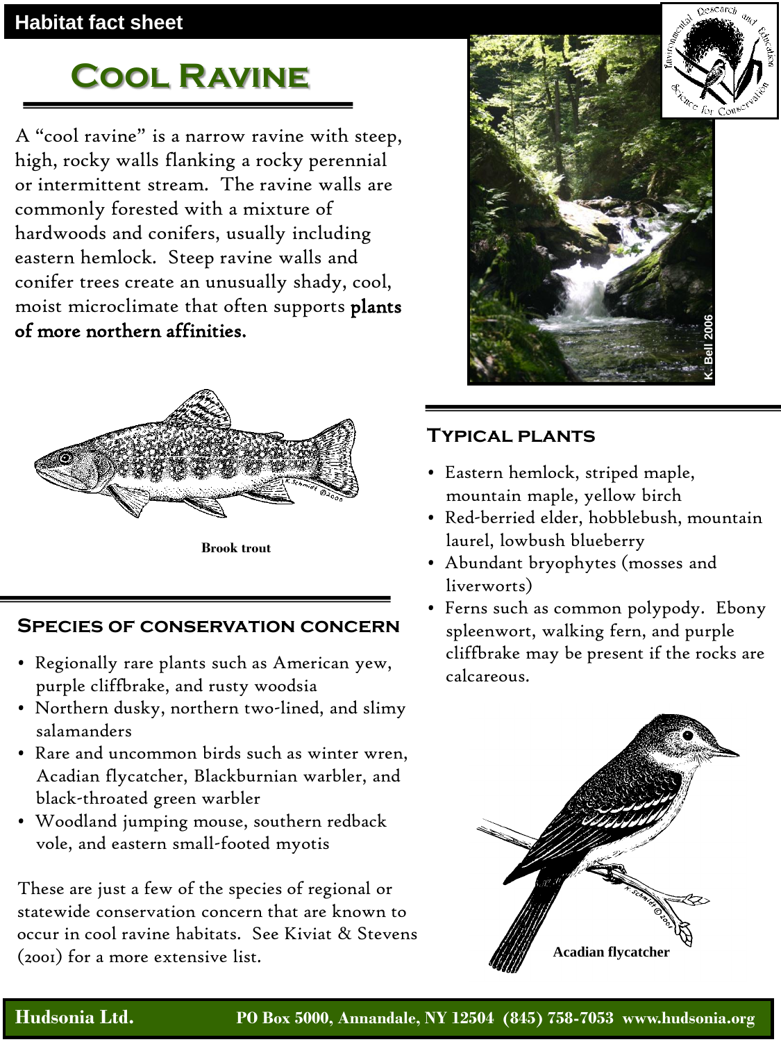Habitat fact sheet

# Cool Ravine

A "cool ravine" is a narrow ravine with steep, high, rocky walls flanking a rocky perennial or intermittent stream. The ravine walls are commonly forested with a mixture of hardwoods and conifers, usually including eastern hemlock. Steep ravine walls and conifer trees create an unusually shady, cool, moist microclimate that often supports **plants of more northern affinities.**

K. Bell 2006

Brook trout

## Species of conservation concern

- Regionally rare plants such as American yew, purple cliffbrake, and rusty woodsia
- Northern dusky, northern two-lined, and slimy salamanders
- Rare and uncommon birds such as winter wren, Acadian flycatcher, Blackburnian warbler, and black-throated green warbler
- Woodland jumping mouse, southern redback vole, and eastern small-footed myotis

These are just a few of the species of regional or statewide conservation concern that are known to occur in cool ravine habitats. See Kiviat & Stevens (2001) for a more extensive list.

## Typical plants

- Eastern hemlock, striped maple, mountain maple, yellow birch
- Red-berried elder, hobblebush, mountain laurel, lowbush blueberry
- Abundant bryophytes (mosses and liverworts)
- Ferns such as common polypody. Ebony spleenwort, walking fern, and purple cliffbrake may be present if the rocks are calcareous.

Acadian flycatcher

**Hudsonia Ltd.** PO Box 5000, Annandale, NY 12504 (845) 758-7053 www.hudsonia.org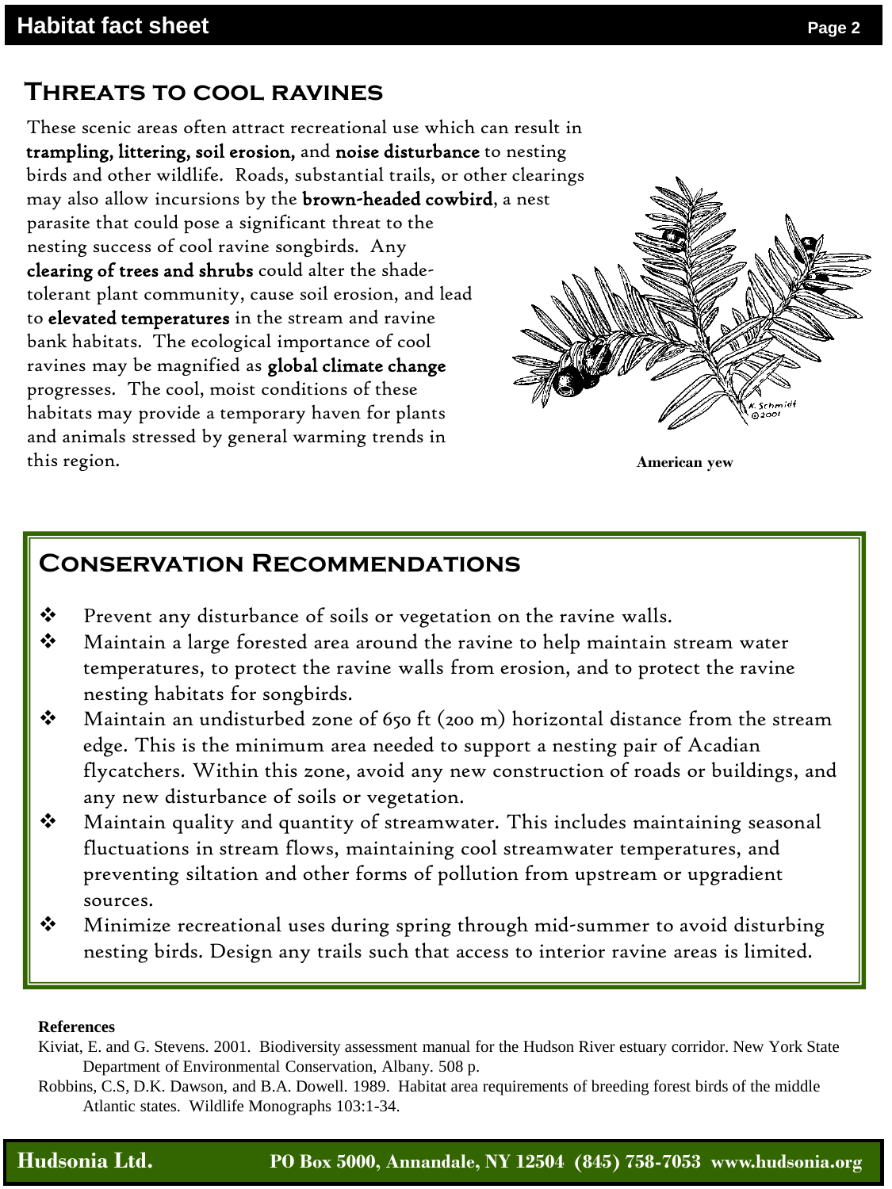## Threats to cool ravines

These scenic areas often attract recreational use which can result in **trampling, littering, soil erosion,** and **noise disturbance** to nesting birds and other wildlife. Roads, substantial trails, or other clearings may also allow incursions by the **brown-headed cowbird**, a nest parasite that could pose a significant threat to the nesting success of cool ravine songbirds. Any **clearing of trees and shrubs** could alter the shade-tolerant plant community, cause soil erosion, and lead to **elevated temperatures** in the stream and ravine bank habitats. The ecological importance of cool ravines may be magnified as **global climate change** progresses. The cool, moist conditions of these habitats may provide a temporary haven for plants and animals stressed by general warming trends in this region.

**American yew**

## Conservation Recommendations

- Prevent any disturbance of soils or vegetation on the ravine walls.
- Maintain a large forested area around the ravine to help maintain stream water temperatures, to protect the ravine walls from erosion, and to protect the ravine nesting habitats for songbirds.
- Maintain an undisturbed zone of 650 ft (200 m) horizontal distance from the stream edge. This is the minimum area needed to support a nesting pair of Acadian flycatchers. Within this zone, avoid any new construction of roads or buildings, and any new disturbance of soils or vegetation.
- Maintain quality and quantity of streamwater. This includes maintaining seasonal fluctuations in stream flows, maintaining cool streamwater temperatures, and preventing siltation and other forms of pollution from upstream or upgradient sources.
- Minimize recreational uses during spring through mid-summer to avoid disturbing nesting birds. Design any trails such that access to interior ravine areas is limited.

**References**

Kiviat, E. and G. Stevens. 2001. Biodiversity assessment manual for the Hudson River estuary corridor. New York State Department of Environmental Conservation, Albany. 508 p.

Robbins, C.S, D.K. Dawson, and B.A. Dowell. 1989. Habitat area requirements of breeding forest birds of the middle Atlantic states. Wildlife Monographs 103:1-34.

**Hudsonia Ltd.** PO Box 5000, Annandale, NY 12504 (845) 758-7053 www.hudsonia.org